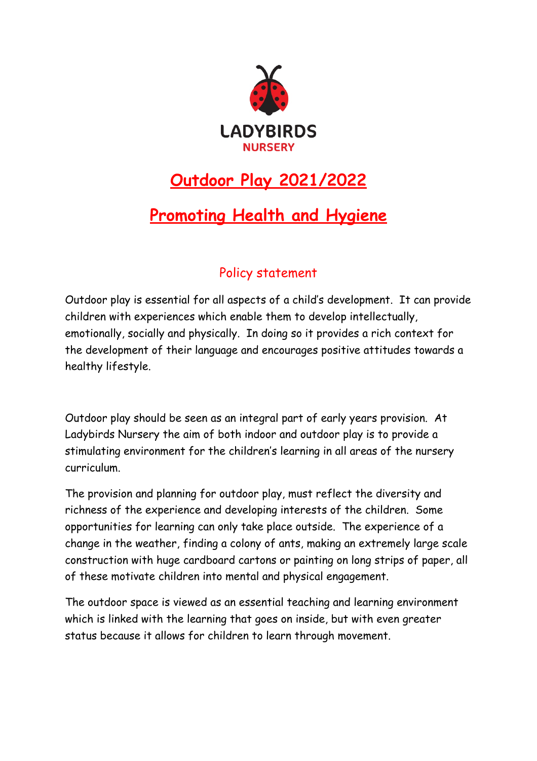LADYBIRDS
NURSERY

# Outdoor Play 2021/2022

# Promoting Health and Hygiene

## Policy statement

Outdoor play is essential for all aspects of a child's development. It can provide children with experiences which enable them to develop intellectually, emotionally, socially and physically. In doing so it provides a rich context for the development of their language and encourages positive attitudes towards a healthy lifestyle.

Outdoor play should be seen as an integral part of early years provision. At Ladybirds Nursery the aim of both indoor and outdoor play is to provide a stimulating environment for the children's learning in all areas of the nursery curriculum.

The provision and planning for outdoor play, must reflect the diversity and richness of the experience and developing interests of the children. Some opportunities for learning can only take place outside. The experience of a change in the weather, finding a colony of ants, making an extremely large scale construction with huge cardboard cartons or painting on long strips of paper, all of these motivate children into mental and physical engagement.

The outdoor space is viewed as an essential teaching and learning environment which is linked with the learning that goes on inside, but with even greater status because it allows for children to learn through movement.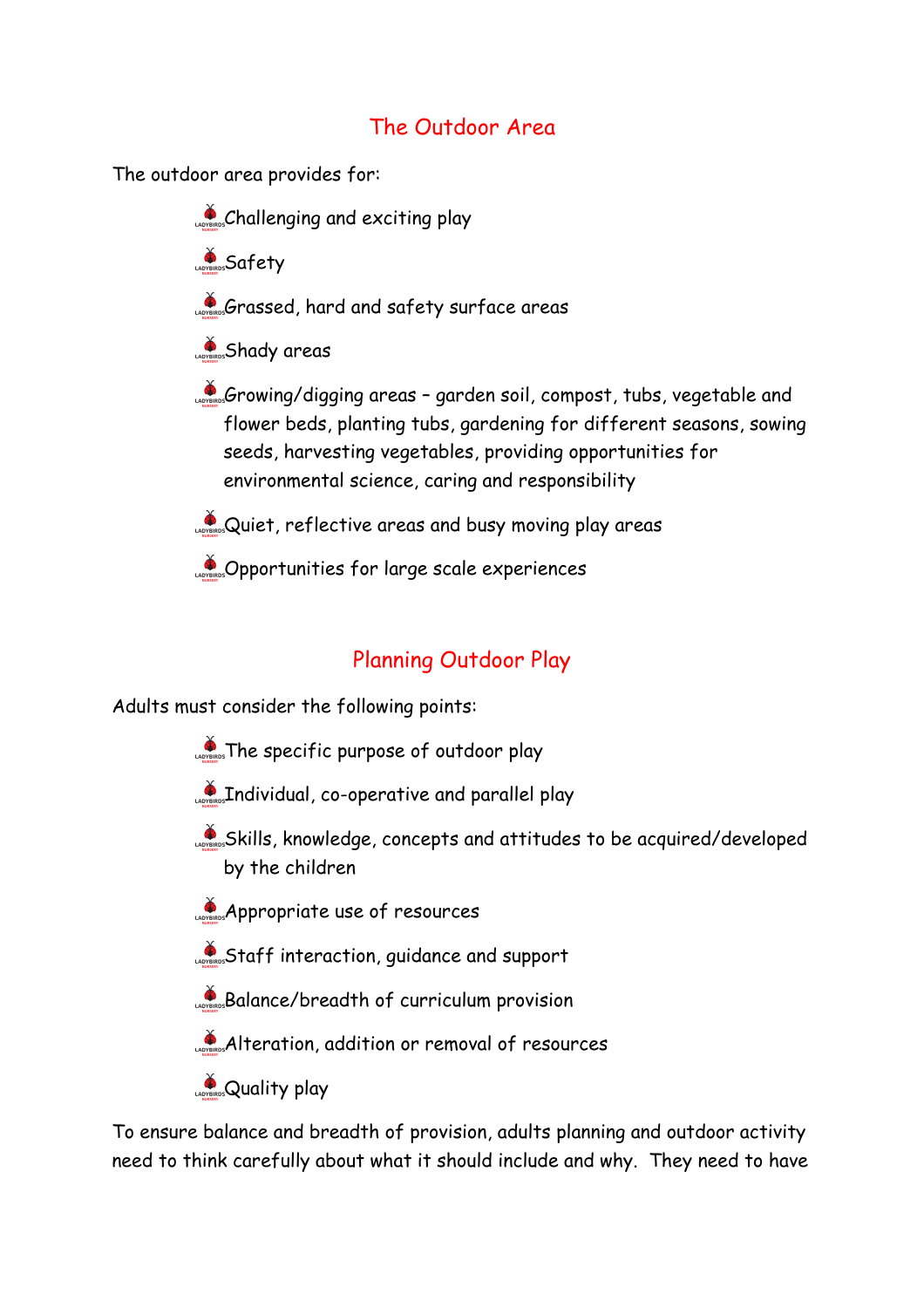## The Outdoor Area

The outdoor area provides for:

- Challenging and exciting play
- Safety
- Grassed, hard and safety surface areas
- Shady areas
- Growing/digging areas – garden soil, compost, tubs, vegetable and flower beds, planting tubs, gardening for different seasons, sowing seeds, harvesting vegetables, providing opportunities for environmental science, caring and responsibility
- Quiet, reflective areas and busy moving play areas
- Opportunities for large scale experiences

## Planning Outdoor Play

Adults must consider the following points:

- The specific purpose of outdoor play
- Individual, co-operative and parallel play
- Skills, knowledge, concepts and attitudes to be acquired/developed by the children
- Appropriate use of resources
- Staff interaction, guidance and support
- Balance/breadth of curriculum provision
- Alteration, addition or removal of resources
- Quality play

To ensure balance and breadth of provision, adults planning and outdoor activity need to think carefully about what it should include and why. They need to have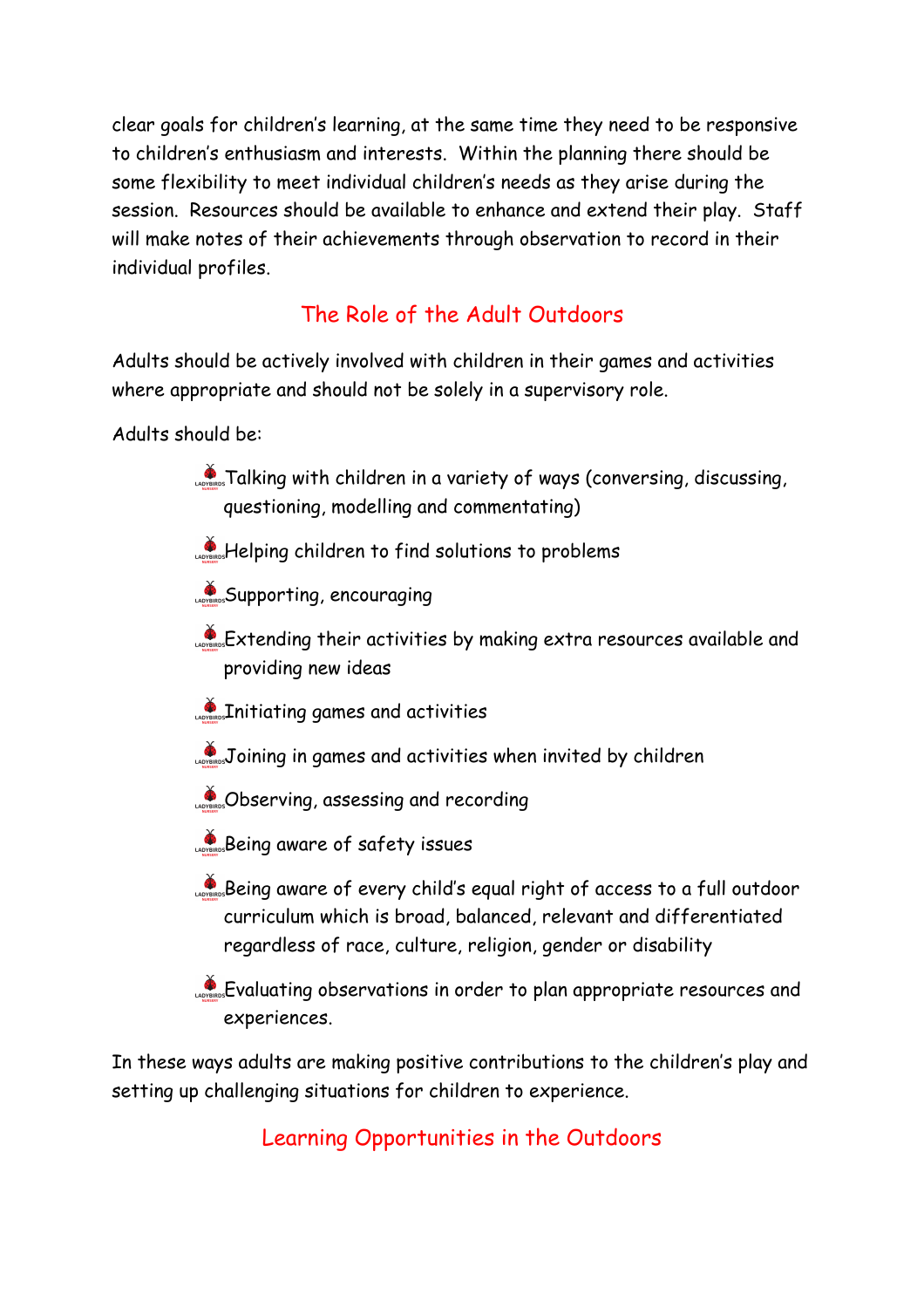clear goals for children's learning, at the same time they need to be responsive to children's enthusiasm and interests.  Within the planning there should be some flexibility to meet individual children's needs as they arise during the session.  Resources should be available to enhance and extend their play.  Staff will make notes of their achievements through observation to record in their individual profiles.

## The Role of the Adult Outdoors

Adults should be actively involved with children in their games and activities where appropriate and should not be solely in a supervisory role.

Adults should be:

- Talking with children in a variety of ways (conversing, discussing, questioning, modelling and commentating)
- Helping children to find solutions to problems
- Supporting, encouraging
- Extending their activities by making extra resources available and providing new ideas
- Initiating games and activities
- Joining in games and activities when invited by children
- Observing, assessing and recording
- Being aware of safety issues
- Being aware of every child's equal right of access to a full outdoor curriculum which is broad, balanced, relevant and differentiated regardless of race, culture, religion, gender or disability
- Evaluating observations in order to plan appropriate resources and experiences.

In these ways adults are making positive contributions to the children's play and setting up challenging situations for children to experience.

## Learning Opportunities in the Outdoors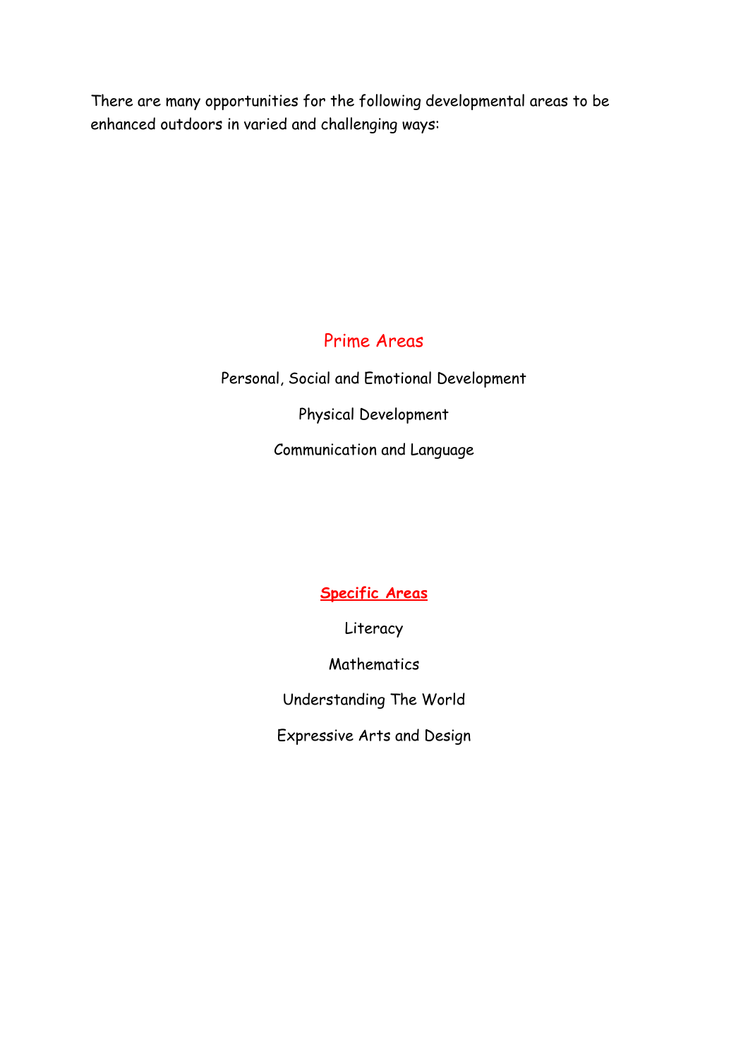There are many opportunities for the following developmental areas to be enhanced outdoors in varied and challenging ways:

## Prime Areas

Personal, Social and Emotional Development

Physical Development

Communication and Language

## **Specific Areas**

Literacy

Mathematics

Understanding The World

Expressive Arts and Design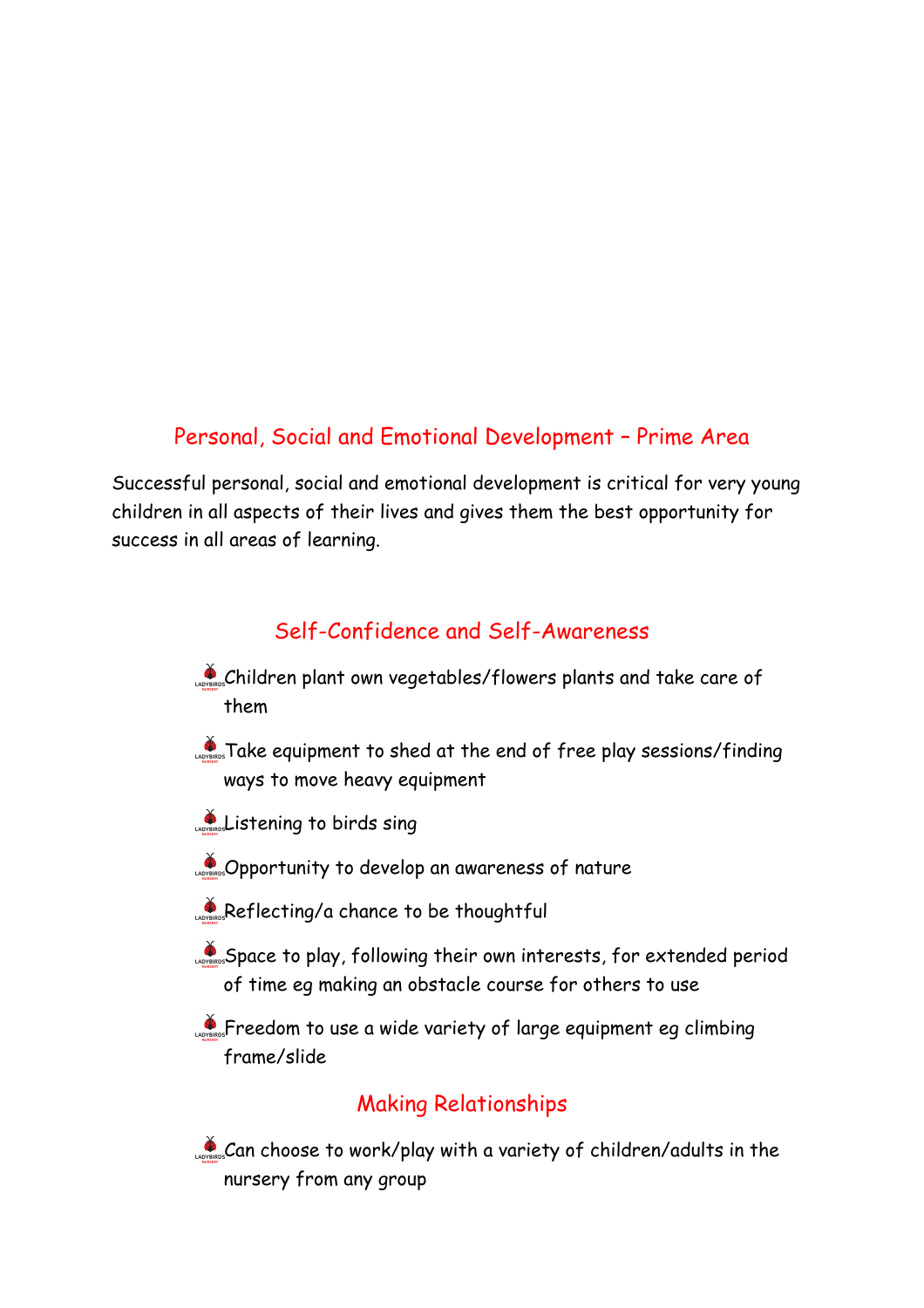## Personal, Social and Emotional Development – Prime Area

Successful personal, social and emotional development is critical for very young children in all aspects of their lives and gives them the best opportunity for success in all areas of learning.

### Self-Confidence and Self-Awareness

- Children plant own vegetables/flowers plants and take care of them
- Take equipment to shed at the end of free play sessions/finding ways to move heavy equipment
- Listening to birds sing
- Opportunity to develop an awareness of nature
- Reflecting/a chance to be thoughtful
- Space to play, following their own interests, for extended period of time eg making an obstacle course for others to use
- Freedom to use a wide variety of large equipment eg climbing frame/slide

### Making Relationships

- Can choose to work/play with a variety of children/adults in the nursery from any group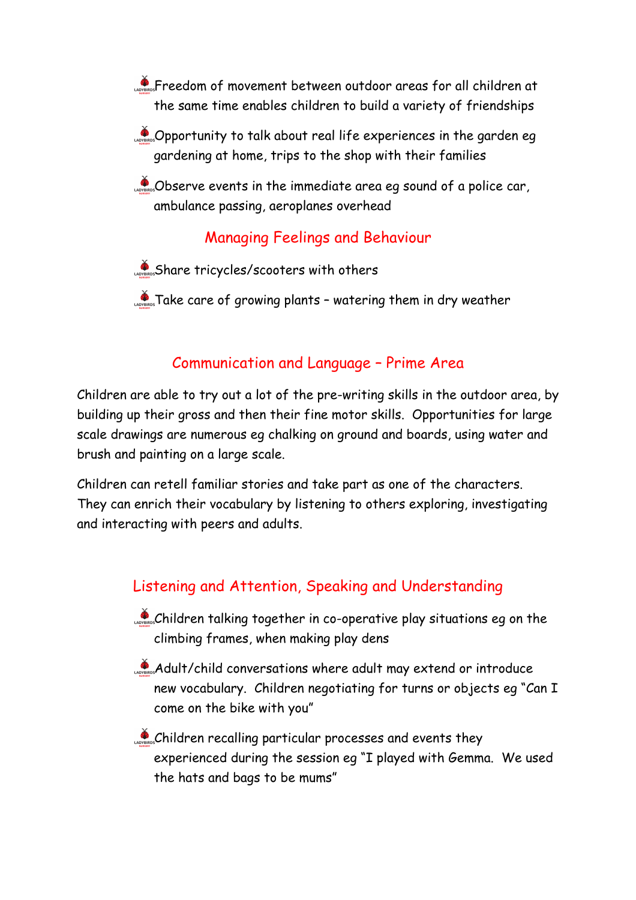- Freedom of movement between outdoor areas for all children at the same time enables children to build a variety of friendships
- Opportunity to talk about real life experiences in the garden eg gardening at home, trips to the shop with their families
- Observe events in the immediate area eg sound of a police car, ambulance passing, aeroplanes overhead

### Managing Feelings and Behaviour

- Share tricycles/scooters with others
- Take care of growing plants – watering them in dry weather

## Communication and Language – Prime Area

Children are able to try out a lot of the pre-writing skills in the outdoor area, by building up their gross and then their fine motor skills. Opportunities for large scale drawings are numerous eg chalking on ground and boards, using water and brush and painting on a large scale.

Children can retell familiar stories and take part as one of the characters. They can enrich their vocabulary by listening to others exploring, investigating and interacting with peers and adults.

### Listening and Attention, Speaking and Understanding

- Children talking together in co-operative play situations eg on the climbing frames, when making play dens
- Adult/child conversations where adult may extend or introduce new vocabulary. Children negotiating for turns or objects eg "Can I come on the bike with you"
- Children recalling particular processes and events they experienced during the session eg "I played with Gemma. We used the hats and bags to be mums"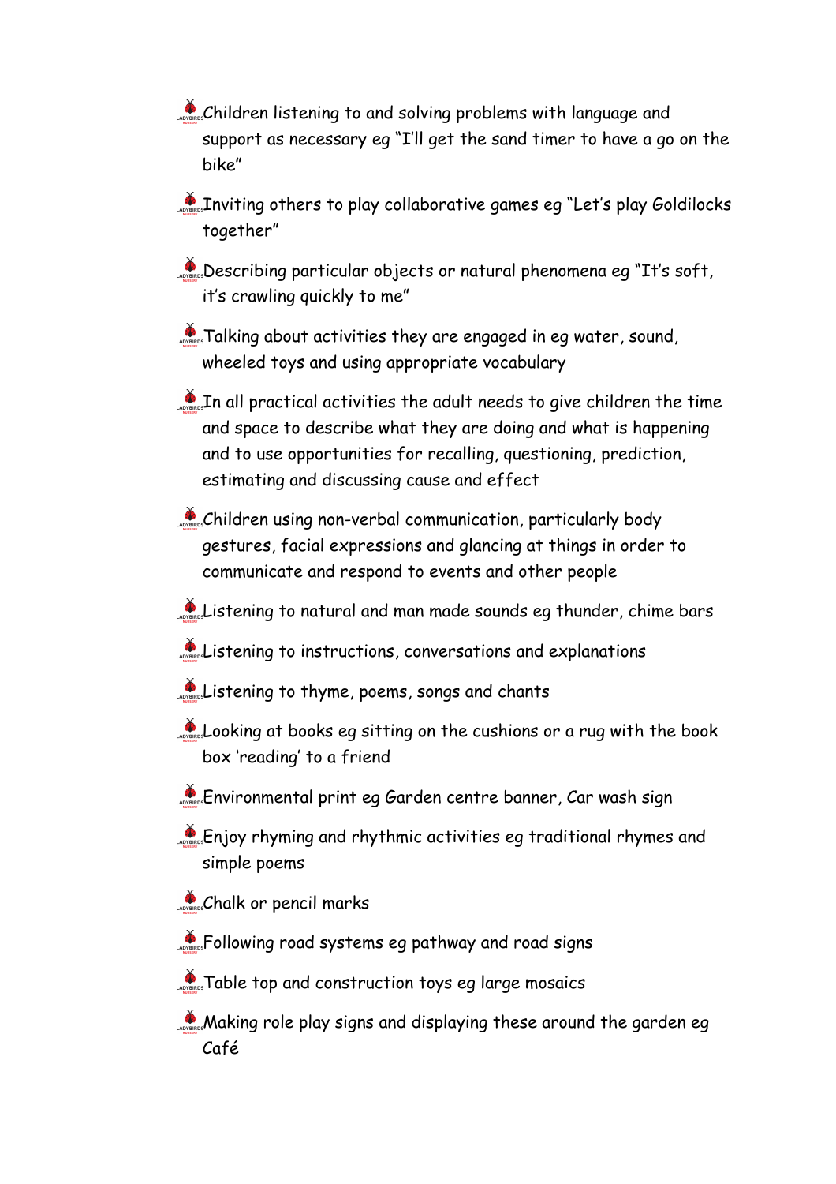- Children listening to and solving problems with language and support as necessary eg "I'll get the sand timer to have a go on the bike"
- Inviting others to play collaborative games eg "Let's play Goldilocks together"
- Describing particular objects or natural phenomena eg "It's soft, it's crawling quickly to me"
- Talking about activities they are engaged in eg water, sound, wheeled toys and using appropriate vocabulary
- In all practical activities the adult needs to give children the time and space to describe what they are doing and what is happening and to use opportunities for recalling, questioning, prediction, estimating and discussing cause and effect
- Children using non-verbal communication, particularly body gestures, facial expressions and glancing at things in order to communicate and respond to events and other people
- Listening to natural and man made sounds eg thunder, chime bars
- Listening to instructions, conversations and explanations
- Listening to thyme, poems, songs and chants
- Looking at books eg sitting on the cushions or a rug with the book box 'reading' to a friend
- Environmental print eg Garden centre banner, Car wash sign
- Enjoy rhyming and rhythmic activities eg traditional rhymes and simple poems
- Chalk or pencil marks
- Following road systems eg pathway and road signs
- Table top and construction toys eg large mosaics
- Making role play signs and displaying these around the garden eg Café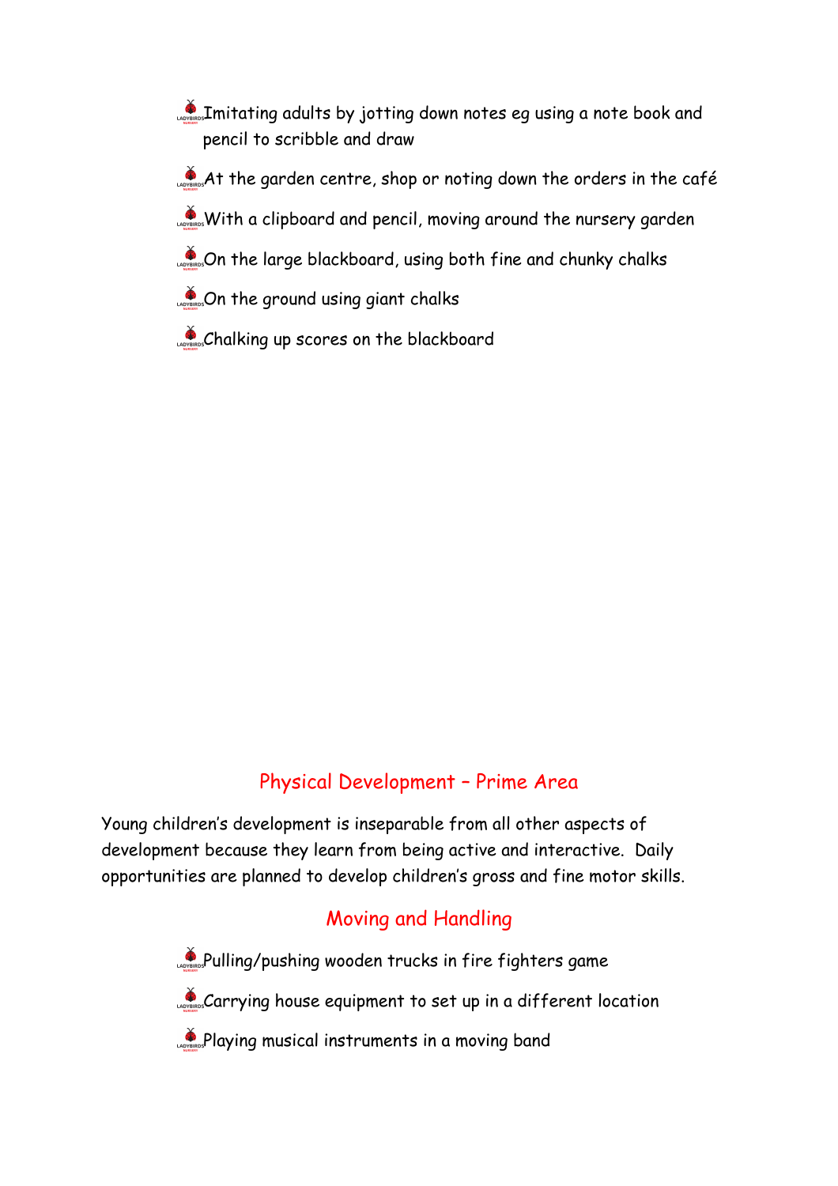- Imitating adults by jotting down notes eg using a note book and pencil to scribble and draw
- At the garden centre, shop or noting down the orders in the café
- With a clipboard and pencil, moving around the nursery garden
- On the large blackboard, using both fine and chunky chalks
- On the ground using giant chalks
- Chalking up scores on the blackboard

## Physical Development – Prime Area

Young children's development is inseparable from all other aspects of development because they learn from being active and interactive. Daily opportunities are planned to develop children's gross and fine motor skills.

### Moving and Handling

- Pulling/pushing wooden trucks in fire fighters game
- Carrying house equipment to set up in a different location
- Playing musical instruments in a moving band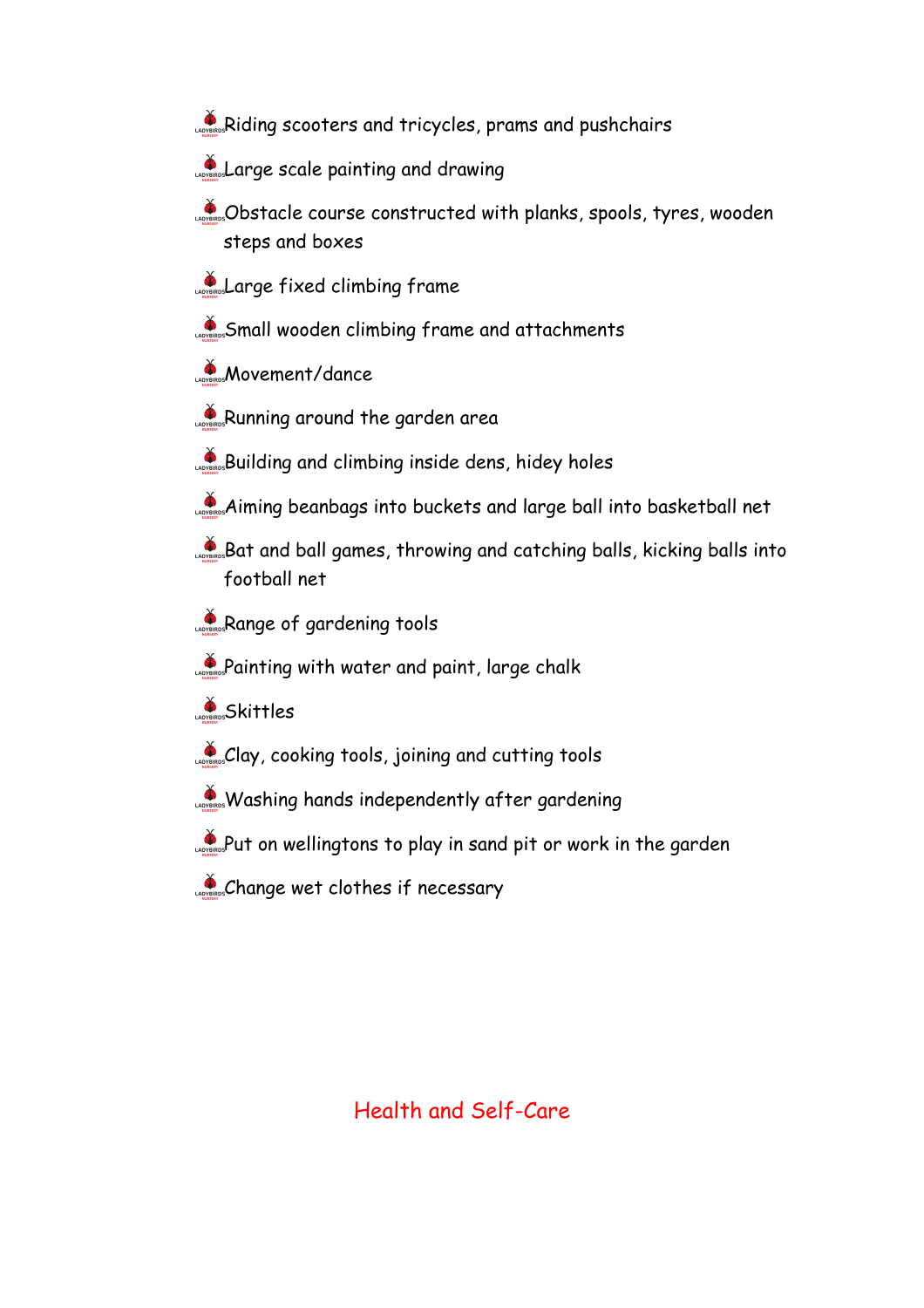- Riding scooters and tricycles, prams and pushchairs
- Large scale painting and drawing
- Obstacle course constructed with planks, spools, tyres, wooden steps and boxes
- Large fixed climbing frame
- Small wooden climbing frame and attachments
- Movement/dance
- Running around the garden area
- Building and climbing inside dens, hidey holes
- Aiming beanbags into buckets and large ball into basketball net
- Bat and ball games, throwing and catching balls, kicking balls into football net
- Range of gardening tools
- Painting with water and paint, large chalk
- Skittles
- Clay, cooking tools, joining and cutting tools
- Washing hands independently after gardening
- Put on wellingtons to play in sand pit or work in the garden
- Change wet clothes if necessary

## Health and Self-Care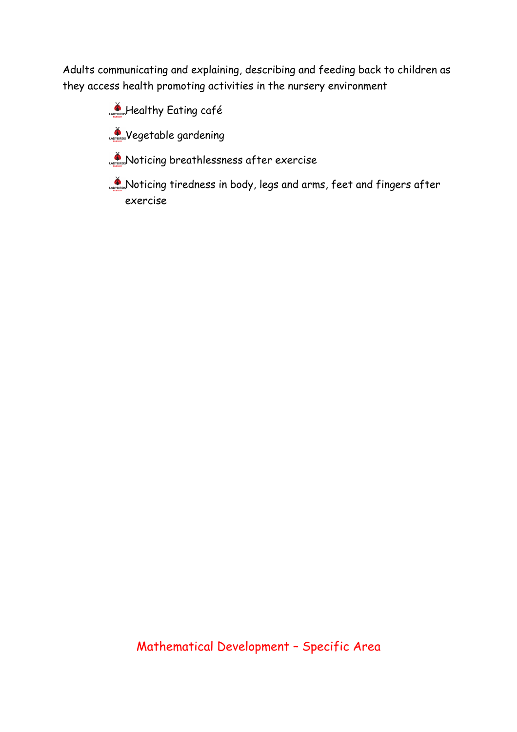Adults communicating and explaining, describing and feeding back to children as they access health promoting activities in the nursery environment

- Healthy Eating café
- Vegetable gardening
- Noticing breathlessness after exercise
- Noticing tiredness in body, legs and arms, feet and fingers after exercise

## Mathematical Development – Specific Area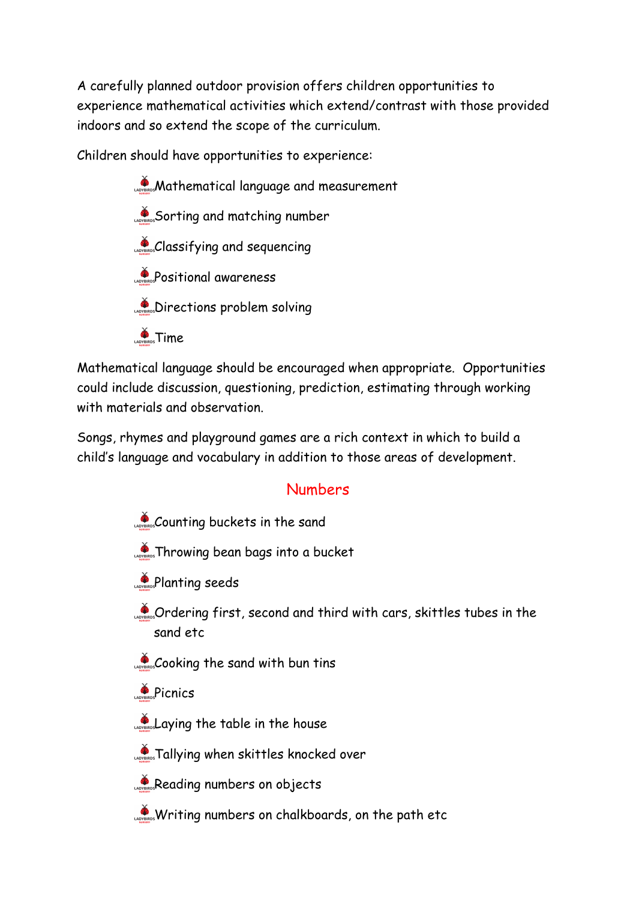A carefully planned outdoor provision offers children opportunities to experience mathematical activities which extend/contrast with those provided indoors and so extend the scope of the curriculum.

Children should have opportunities to experience:

- Mathematical language and measurement
- Sorting and matching number
- Classifying and sequencing
- Positional awareness
- Directions problem solving
- Time

Mathematical language should be encouraged when appropriate. Opportunities could include discussion, questioning, prediction, estimating through working with materials and observation.

Songs, rhymes and playground games are a rich context in which to build a child's language and vocabulary in addition to those areas of development.

## Numbers

- Counting buckets in the sand
- Throwing bean bags into a bucket
- Planting seeds
- Ordering first, second and third with cars, skittles tubes in the sand etc
- Cooking the sand with bun tins
- Picnics
- Laying the table in the house
- Tallying when skittles knocked over
- Reading numbers on objects
- Writing numbers on chalkboards, on the path etc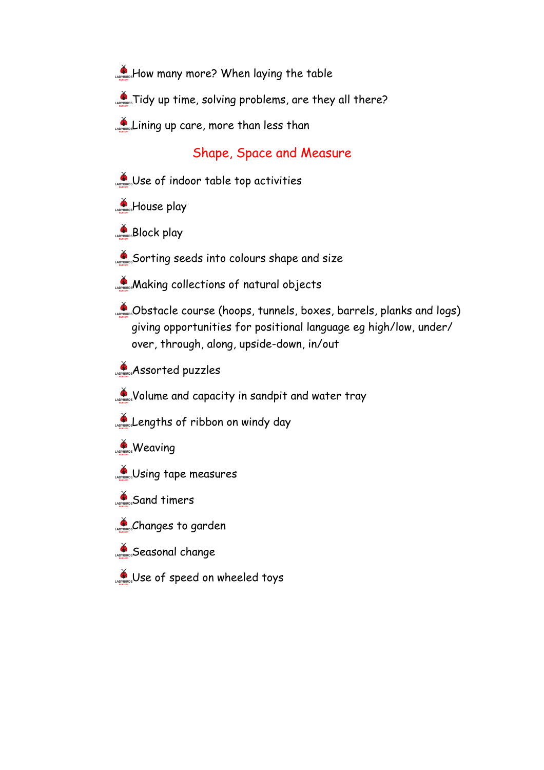- How many more? When laying the table
- Tidy up time, solving problems, are they all there?
- Lining up care, more than less than

## Shape, Space and Measure

- Use of indoor table top activities
- House play
- Block play
- Sorting seeds into colours shape and size
- Making collections of natural objects
- Obstacle course (hoops, tunnels, boxes, barrels, planks and logs) giving opportunities for positional language eg high/low, under/ over, through, along, upside-down, in/out
- Assorted puzzles
- Volume and capacity in sandpit and water tray
- Lengths of ribbon on windy day
- Weaving
- Using tape measures
- Sand timers
- Changes to garden
- Seasonal change
- Use of speed on wheeled toys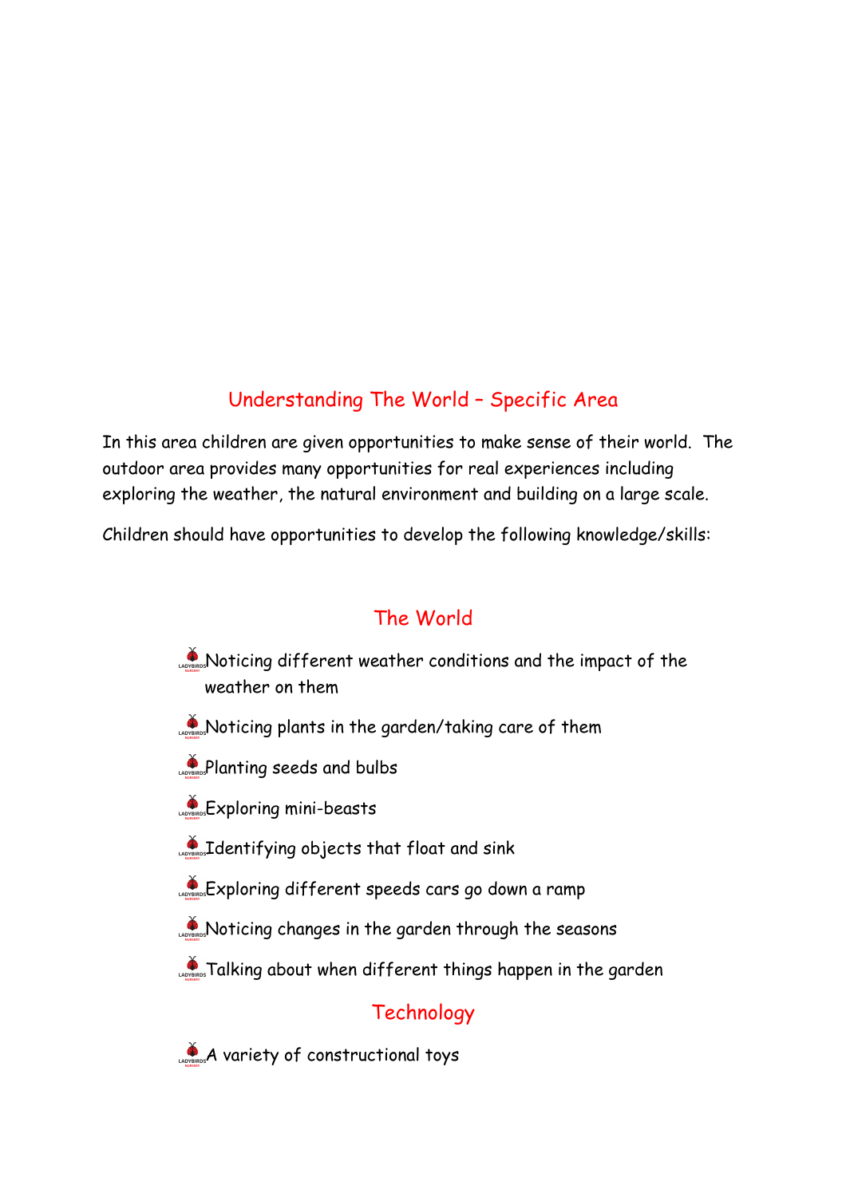## Understanding The World – Specific Area

In this area children are given opportunities to make sense of their world. The outdoor area provides many opportunities for real experiences including exploring the weather, the natural environment and building on a large scale.

Children should have opportunities to develop the following knowledge/skills:

### The World

- Noticing different weather conditions and the impact of the weather on them
- Noticing plants in the garden/taking care of them
- Planting seeds and bulbs
- Exploring mini-beasts
- Identifying objects that float and sink
- Exploring different speeds cars go down a ramp
- Noticing changes in the garden through the seasons
- Talking about when different things happen in the garden

### Technology

- A variety of constructional toys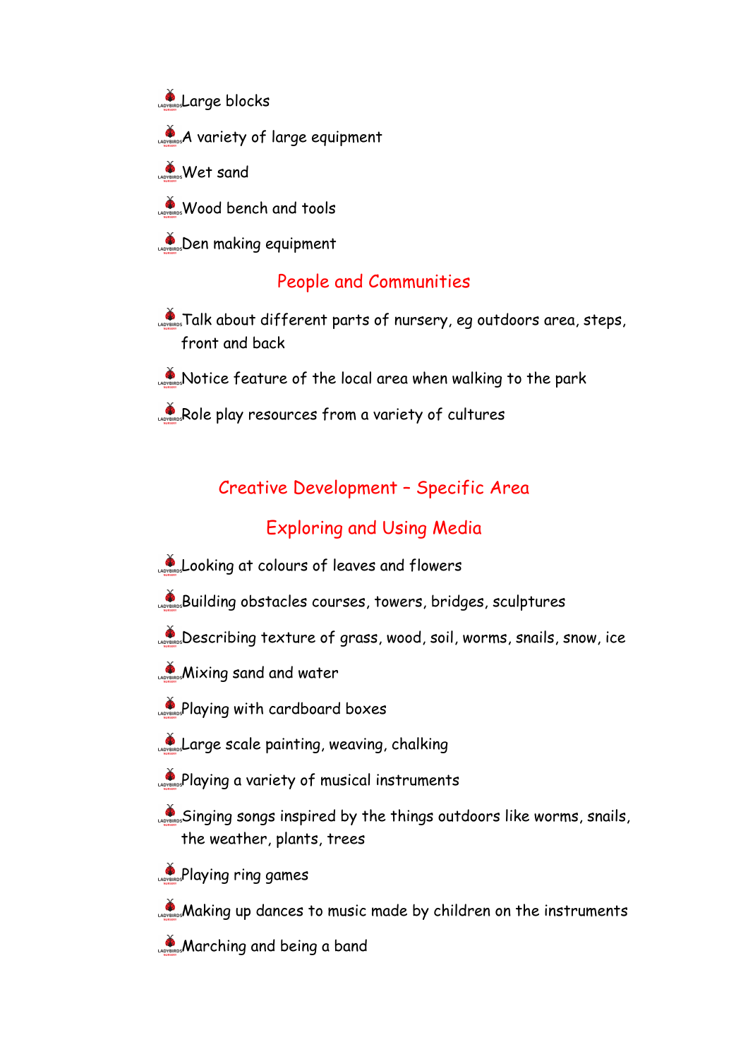- Large blocks
- A variety of large equipment
- Wet sand
- Wood bench and tools
- Den making equipment

## People and Communities

- Talk about different parts of nursery, eg outdoors area, steps, front and back
- Notice feature of the local area when walking to the park
- Role play resources from a variety of cultures

## Creative Development – Specific Area

## Exploring and Using Media

- Looking at colours of leaves and flowers
- Building obstacles courses, towers, bridges, sculptures
- Describing texture of grass, wood, soil, worms, snails, snow, ice
- Mixing sand and water
- Playing with cardboard boxes
- Large scale painting, weaving, chalking
- Playing a variety of musical instruments
- Singing songs inspired by the things outdoors like worms, snails, the weather, plants, trees
- Playing ring games
- Making up dances to music made by children on the instruments
- Marching and being a band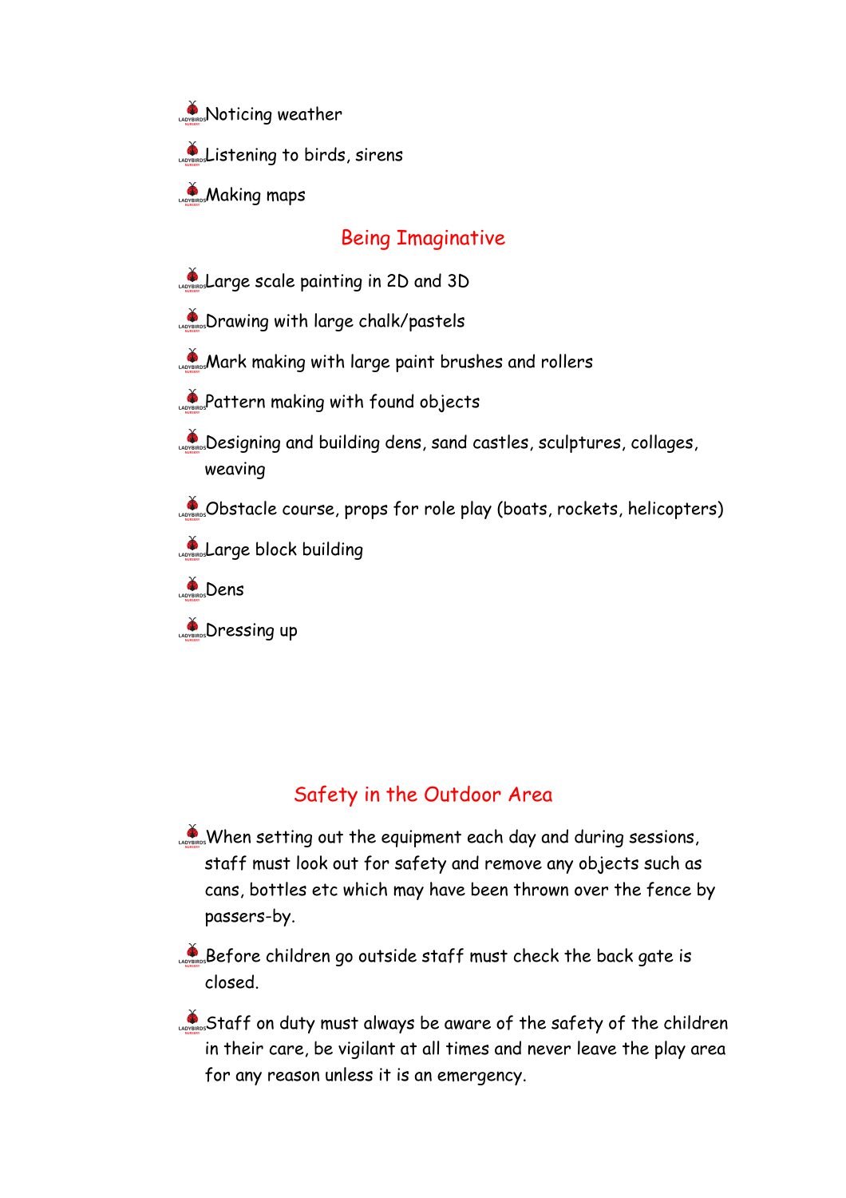- Noticing weather
- Listening to birds, sirens
- Making maps

## Being Imaginative

- Large scale painting in 2D and 3D
- Drawing with large chalk/pastels
- Mark making with large paint brushes and rollers
- Pattern making with found objects
- Designing and building dens, sand castles, sculptures, collages, weaving
- Obstacle course, props for role play (boats, rockets, helicopters)
- Large block building
- Dens
- Dressing up

## Safety in the Outdoor Area

- When setting out the equipment each day and during sessions, staff must look out for safety and remove any objects such as cans, bottles etc which may have been thrown over the fence by passers-by.
- Before children go outside staff must check the back gate is closed.
- Staff on duty must always be aware of the safety of the children in their care, be vigilant at all times and never leave the play area for any reason unless it is an emergency.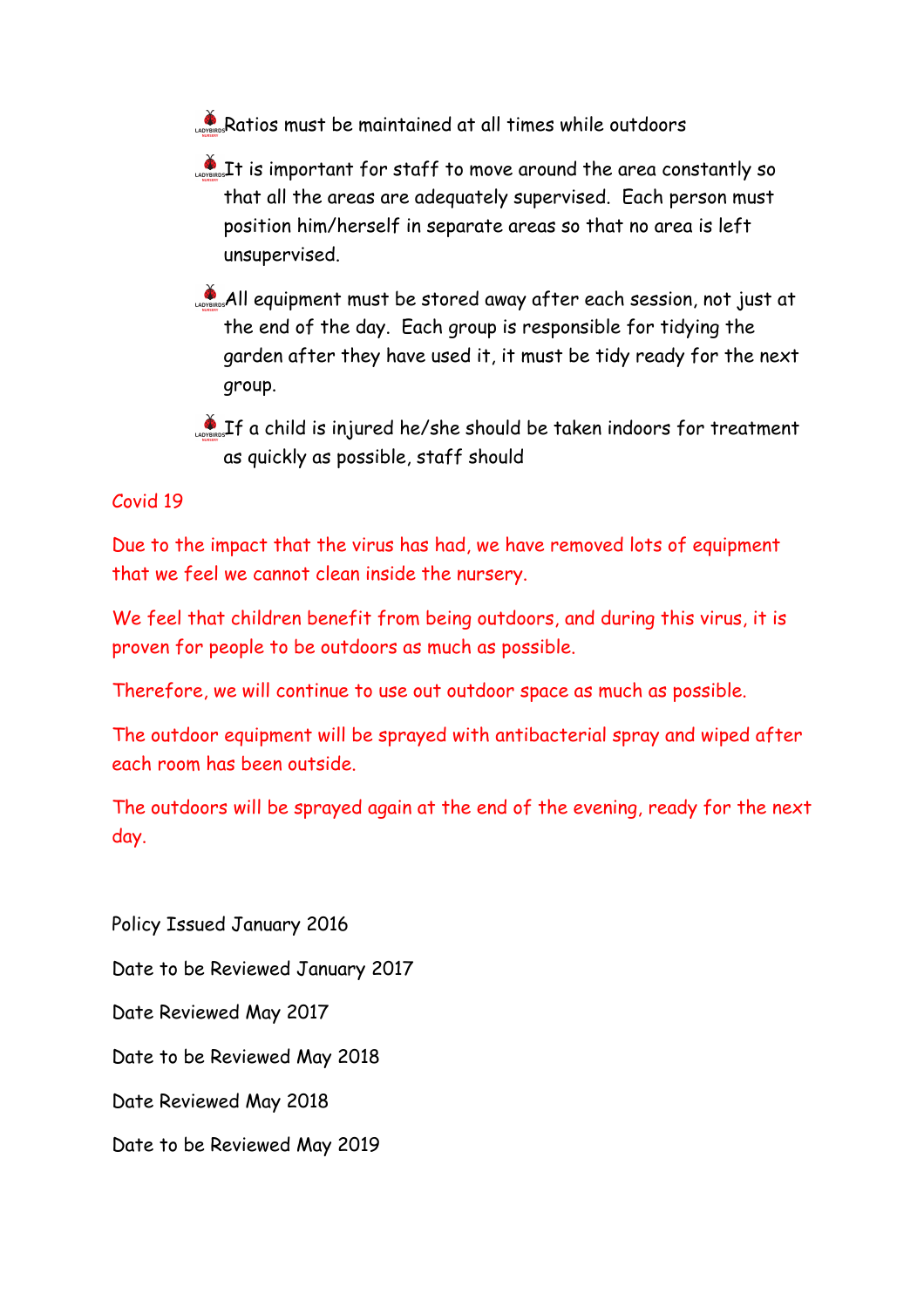- Ratios must be maintained at all times while outdoors
- It is important for staff to move around the area constantly so that all the areas are adequately supervised. Each person must position him/herself in separate areas so that no area is left unsupervised.
- All equipment must be stored away after each session, not just at the end of the day. Each group is responsible for tidying the garden after they have used it, it must be tidy ready for the next group.
- If a child is injured he/she should be taken indoors for treatment as quickly as possible, staff should

Covid 19

Due to the impact that the virus has had, we have removed lots of equipment that we feel we cannot clean inside the nursery.

We feel that children benefit from being outdoors, and during this virus, it is proven for people to be outdoors as much as possible.

Therefore, we will continue to use out outdoor space as much as possible.

The outdoor equipment will be sprayed with antibacterial spray and wiped after each room has been outside.

The outdoors will be sprayed again at the end of the evening, ready for the next day.

Policy Issued January 2016

Date to be Reviewed January 2017

Date Reviewed May 2017

Date to be Reviewed May 2018

Date Reviewed May 2018

Date to be Reviewed May 2019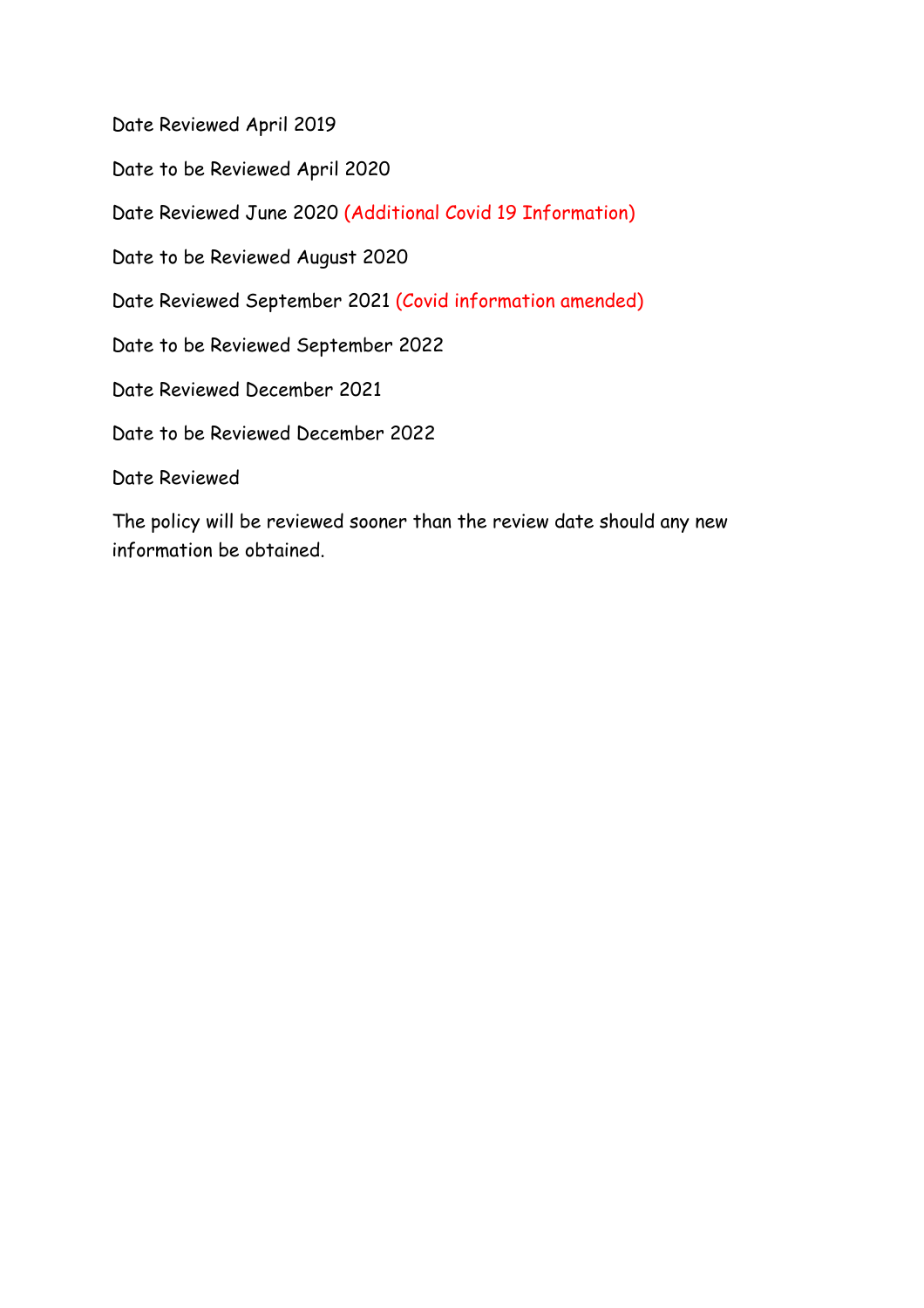Date Reviewed April 2019

Date to be Reviewed April 2020

Date Reviewed June 2020 (Additional Covid 19 Information)

Date to be Reviewed August 2020

Date Reviewed September 2021 (Covid information amended)

Date to be Reviewed September 2022

Date Reviewed December 2021

Date to be Reviewed December 2022

Date Reviewed

The policy will be reviewed sooner than the review date should any new information be obtained.